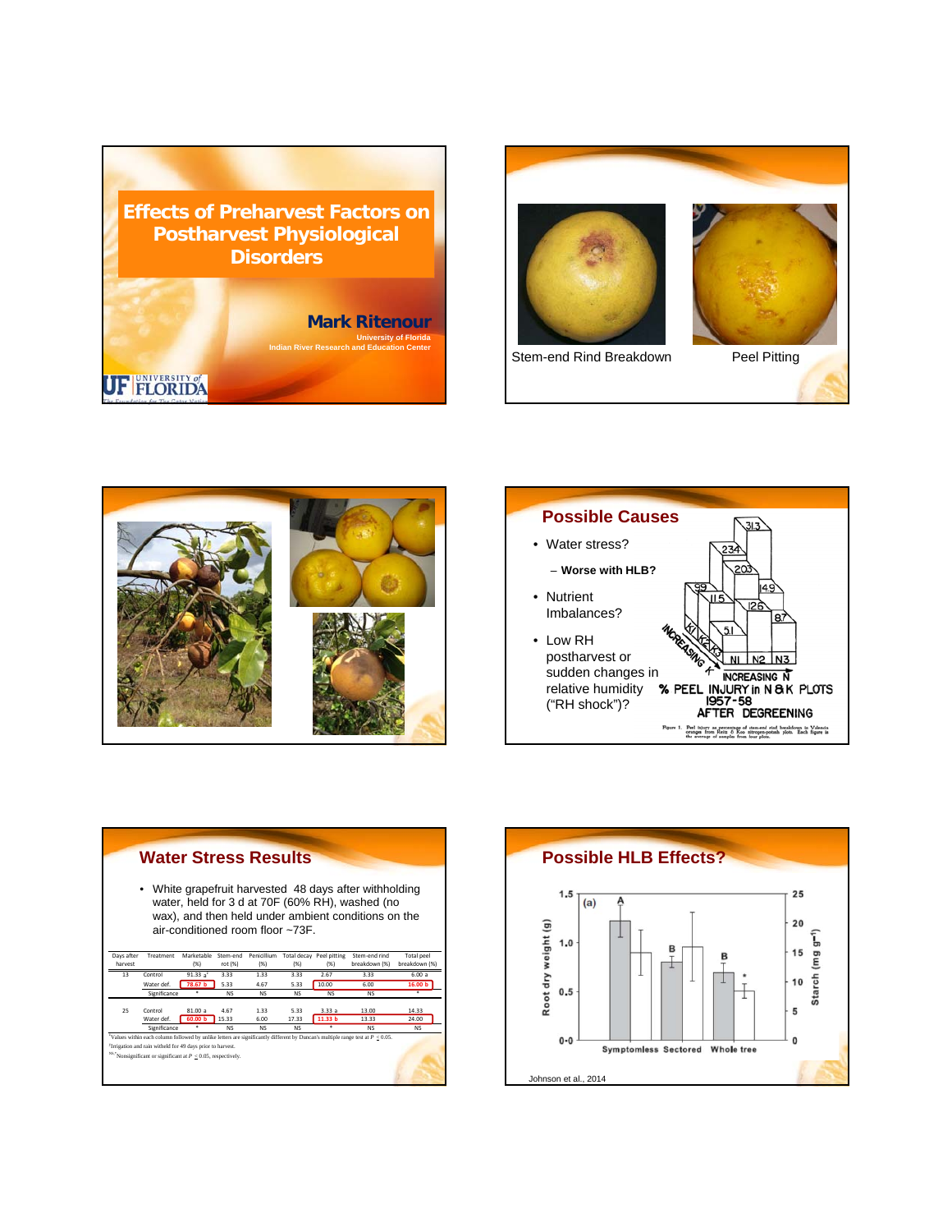# Effects of Preharvest Factors on Postharvest Physiological Disorders

**Mark Ritenour**

University of Florida
Indian River Research and Education Center

UF | UNIVERSITY of FLORIDA

---

Stem-end Rind Breakdown

Peel Pitting

---

---

## Possible Causes

- Water stress?
  - **Worse with HLB?**
- Nutrient Imbalances?
- Low RH postharvest or sudden changes in relative humidity ("RH shock")?

% PEEL INJURY in N & K PLOTS 1957-58 AFTER DEGREENING

Figure 1. Peel injury as percentage of stem-end rind breakdown in Valencia oranges from Reitz & Koo nitrogen-potash plots. Each figure is the average of samples from four plots.

---

## Water Stress Results

- White grapefruit harvested 48 days after withholding water, held for 3 d at 70F (60% RH), washed (no wax), and then held under ambient conditions on the air-conditioned room floor ~73F.

| Days after harvest | Treatment | Marketable (%) | Stem-end rot (%) | Penicillium (%) | Total decay (%) | Peel pitting (%) | Stem-end rind breakdown (%) | Total peel breakdown (%) |
|---|---|---|---|---|---|---|---|---|
| 13 | Control | 91.33 a[z] | 3.33 | 1.33 | 3.33 | 2.67 | 3.33 | 6.00 a |
| | Water def. | 78.67 b | 5.33 | 4.67 | 5.33 | 10.00 | 6.00 | 16.00 b |
| | Significance | * | NS | NS | NS | NS | NS | * |
| 25 | Control | 81.00 a | 4.67 | 1.33 | 5.33 | 3.33 a | 13.00 | 14.33 |
| | Water def. | 60.00 b | 15.33 | 6.00 | 17.33 | 11.33 b | 13.33 | 24.00 |
| | Significance | * | NS | NS | NS | * | NS | NS |

[z]Values within each column followed by unlike letters are significantly different by Duncan's multiple range test at $P \leq 0.05$.
[y]Irrigation and rain withheld for 49 days prior to harvest.
[NS,*]Nonsignificant or significant at $P \leq 0.05$, respectively.

---

## Possible HLB Effects?

Johnson et al., 2014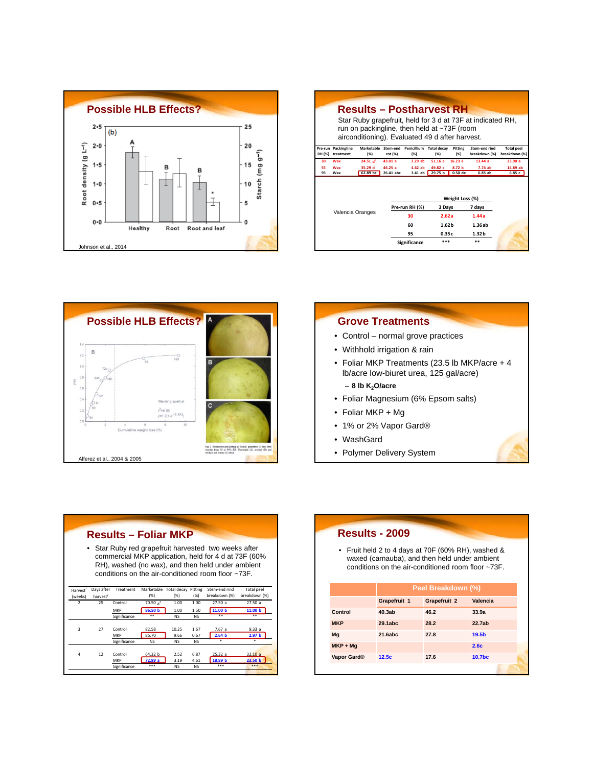## Possible HLB Effects?

(b)

| | Healthy | Root | Root and leaf |
|---|---|---|---|
| Root density (g L⁻¹) | A | B | B |

Root density ($g\ L^{-1}$) / Starch ($mg\ g^{-1}$)

Johnson et al., 2014

## Results – Postharvest RH

Star Ruby grapefruit, held for 3 d at 73F at indicated RH, run on packingline, then held at ~73F (room airconditioning). Evaluated 49 d after harvest.

| Pre-run RH (%) | Packingline treatment | Marketable (%) | Stem-end rot (%) | Penicillium (%) | Total decay (%) | Pitting (%) | Stem-end rind breakdown (%) | Total peel breakdown (%) |
|---|---|---|---|---|---|---|---|---|
| 30 | Wax | 24.51 d[z] | 43.01 a | 2.29 ab | 51.16 a | 16.23 a | 13.44 a | 23.90 a |
| 55 | Wax | 35.29 d | 46.25 a | 4.62 ab | 49.82 a | 8.72 b | 7.74 ab | 14.89 ab |
| 95 | Wax | 62.89 bc | 26.41 abc | 3.41 ab | 29.75 b | 0.50 de | 6.85 ab | 6.85 c |

Valencia Oranges

| Pre-run RH (%) | Weight Loss (%) 3 Days | 7 days |
|---|---|---|
| 30 | 2.62 a | 1.44 a |
| 60 | 1.62 b | 1.36 ab |
| 95 | 0.35 c | 1.32 b |
| Significance | *** | ** |

## Possible HLB Effects?

Alferez et al., 2004 & 2005

## Grove Treatments

- Control – normal grove practices
- Withhold irrigation & rain
- Foliar MKP Treatments (23.5 lb MKP/acre + 4 lb/acre low-biuret urea, 125 gal/acre)
  - **8 lb $K_2O$/acre**
- Foliar Magnesium (6% Epsom salts)
- Foliar MKP + Mg
- 1% or 2% Vapor Gard®
- WashGard
- Polymer Delivery System

## Results – Foliar MKP

- Star Ruby red grapefruit harvested two weeks after commercial MKP application, held for 4 d at 73F (60% RH), washed (no wax), and then held under ambient conditions on the air-conditioned room floor ~73F.

| Harvest[z] (weeks) | Days after harvest[y] | Treatment | Marketable (%) | Total decay (%) | Pitting (%) | Stem-end rind breakdown (%) | Total peel breakdown (%) |
|---|---|---|---|---|---|---|---|
| 2 | 25 | Control | 70.50 a[x] | 1.00 | 1.00 | 27.50 a | 27.50 a |
| | | MKP | 86.50 b | 1.00 | 1.50 | 11.00 b | 11.00 b |
| | | Significance | ** | NS | NS | ** | ** |
| 3 | 27 | Control | 82.58 | 10.25 | 1.67 | 7.67 a | 9.33 a |
| | | MKP | 85.70 | 9.66 | 0.67 | 2.64 b | 2.97 b |
| | | Significance | NS | NS | NS | * | * |
| 4 | 12 | Control | 64.32 b | 2.52 | 6.87 | 25.32 a | 32.10 a |
| | | MKP | 72.89 a | 3.19 | 4.61 | 18.89 b | 23.50 b |
| | | Significance | *** | NS | NS | *** | *** |

## Results - 2009

- Fruit held 2 to 4 days at 70F (60% RH), washed & waxed (carnauba), and then held under ambient conditions on the air-conditioned room floor ~73F.

| | Peel Breakdown (%) | | |
|---|---|---|---|
| | Grapefruit 1 | Grapefruit 2 | Valencia |
| Control | 40.3ab | 46.2 | 33.9a |
| MKP | 29.1abc | 28.2 | 22.7ab |
| Mg | 21.6abc | 27.8 | 19.5b |
| MKP + Mg | | | 2.6c |
| Vapor Gard® | 12.5c | 17.6 | 10.7bc |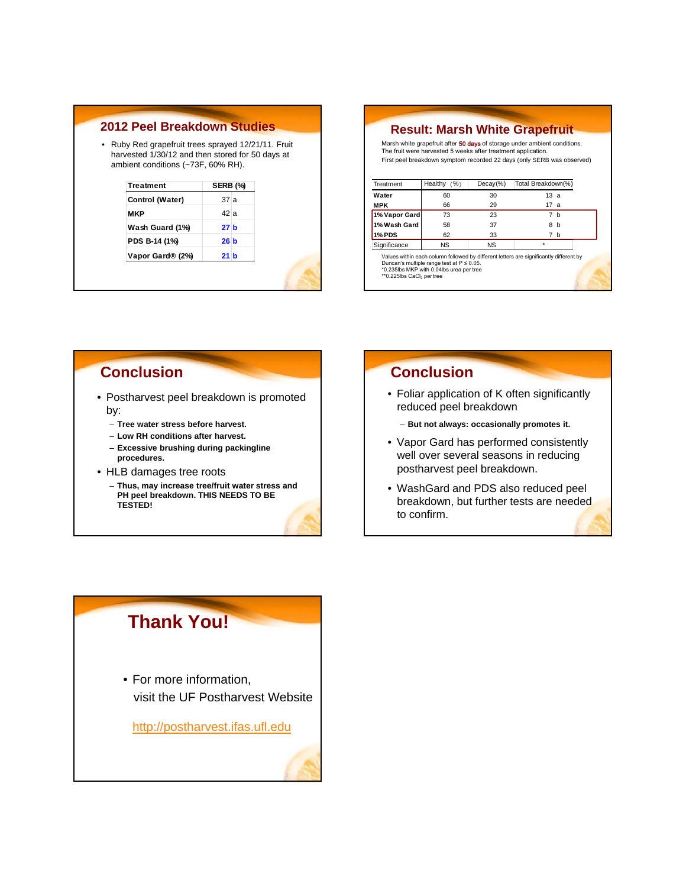## 2012 Peel Breakdown Studies

- Ruby Red grapefruit trees sprayed 12/21/11. Fruit harvested 1/30/12 and then stored for 50 days at ambient conditions (~73F, 60% RH).

| Treatment | SERB (%) |
|---|---|
| Control (Water) | 37 a |
| MKP | 42 a |
| Wash Guard (1%) | 27 b |
| PDS B-14 (1%) | 26 b |
| Vapor Gard® (2%) | 21 b |

## Result: Marsh White Grapefruit

Marsh white grapefruit after **50 days** of storage under ambient conditions.
The fruit were harvested 5 weeks after treatment application.
First peel breakdown symptom recorded 22 days (only SERB was observed)

| Treatment | Healthy (%) | Decay(%) | Total Breakdown(%) |
|---|---|---|---|
| **Water** | 60 | 30 | 13 a |
| **MPK** | 66 | 29 | 17 a |
| **1% Vapor Gard** | 73 | 23 | 7 b |
| **1% Wash Gard** | 58 | 37 | 8 b |
| **1% PDS** | 62 | 33 | 7 b |
| Significance | NS | NS | * |

Values within each column followed by different letters are significantly different by Duncan's multiple range test at $P \leq 0.05$.
*0.235lbs MKP with 0.04lbs urea per tree
**0.225lbs $CaCl_2$ per tree

## Conclusion

- Postharvest peel breakdown is promoted by:
  - **Tree water stress before harvest.**
  - **Low RH conditions after harvest.**
  - **Excessive brushing during packingline procedures.**
- HLB damages tree roots
  - **Thus, may increase tree/fruit water stress and PH peel breakdown. THIS NEEDS TO BE TESTED!**

## Conclusion

- Foliar application of K often significantly reduced peel breakdown
  - **But not always: occasionally promotes it.**
- Vapor Gard has performed consistently well over several seasons in reducing postharvest peel breakdown.
- WashGard and PDS also reduced peel breakdown, but further tests are needed to confirm.

## Thank You!

- For more information,
  visit the UF Postharvest Website

http://postharvest.ifas.ufl.edu